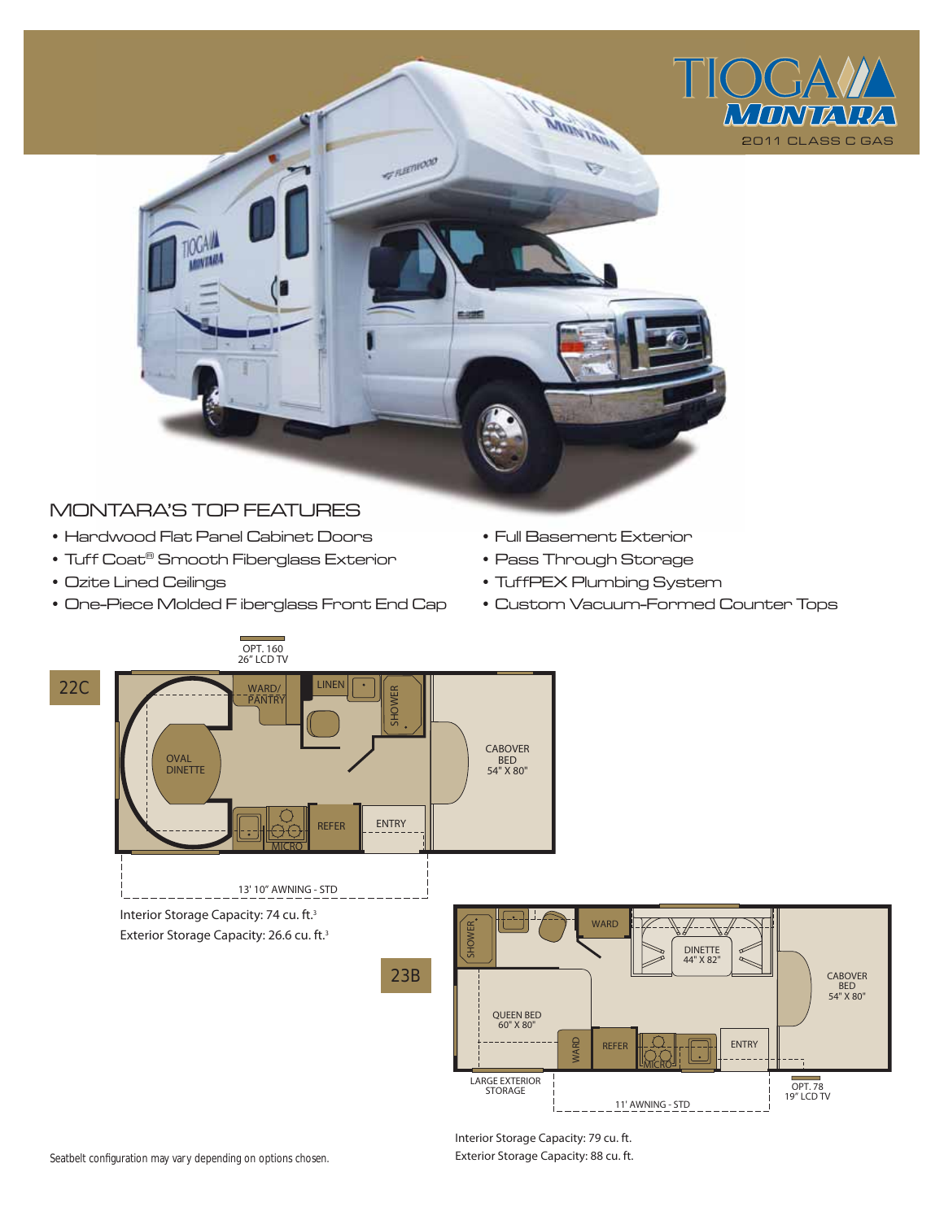# TIOGA MONTARA

2011 CLASS C GAS

## MONTARA'S TOP FEATURES

- Hardwood Flat Panel Cabinet Doors
- Tuff Coat® Smooth Fiberglass Exterior
- Ozite Lined Ceilings
- One-Piece Molded Fiberglass Front End Cap
- Full Basement Exterior
- Pass Through Storage
- TuffPEX Plumbing System
- Custom Vacuum-Formed Counter Tops

## 22C

OPT. 160
26" LCD TV

WARD/ PANTRY

LINEN

SHOWER

OVAL DINETTE

CABOVER BED 54" X 80"

MICRO

REFER

ENTRY

13' 10" AWNING - STD

Interior Storage Capacity: 74 cu. ft.[3]

Exterior Storage Capacity: 26.6 cu. ft.[3]

## 23B

SHOWER

WARD

DINETTE 44" X 82"

CABOVER BED 54" X 80"

QUEEN BED 60" X 80"

WARD

REFER

MICRO

ENTRY

LARGE EXTERIOR STORAGE

OPT. 78
19" LCD TV

11' AWNING - STD

Interior Storage Capacity: 79 cu. ft.

Exterior Storage Capacity: 88 cu. ft.

Seatbelt configuration may vary depending on options chosen.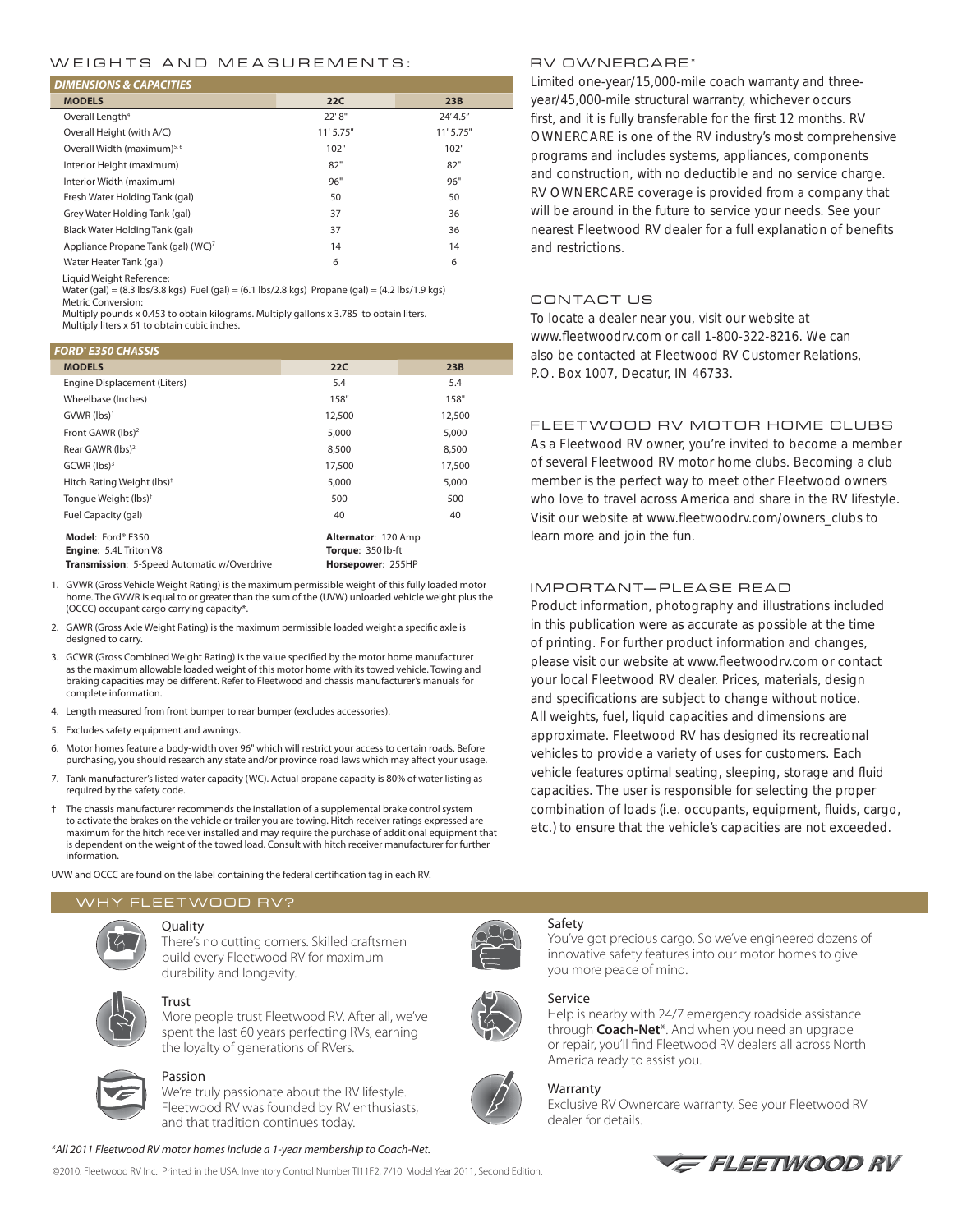## WEIGHTS AND MEASUREMENTS:

| DIMENSIONS & CAPACITIES | | |
|---|---|---|
| **MODELS** | **22C** | **23B** |
| Overall Length[4] | 22' 8" | 24' 4.5" |
| Overall Height (with A/C) | 11' 5.75" | 11' 5.75" |
| Overall Width (maximum)[5, 6] | 102" | 102" |
| Interior Height (maximum) | 82" | 82" |
| Interior Width (maximum) | 96" | 96" |
| Fresh Water Holding Tank (gal) | 50 | 50 |
| Grey Water Holding Tank (gal) | 37 | 36 |
| Black Water Holding Tank (gal) | 37 | 36 |
| Appliance Propane Tank (gal) (WC)[7] | 14 | 14 |
| Water Heater Tank (gal) | 6 | 6 |

Liquid Weight Reference:
Water (gal) = (8.3 lbs/3.8 kgs) Fuel (gal) = (6.1 lbs/2.8 kgs) Propane (gal) = (4.2 lbs/1.9 kgs)
Metric Conversion:
Multiply pounds x 0.453 to obtain kilograms. Multiply gallons x 3.785 to obtain liters.
Multiply liters x 61 to obtain cubic inches.

| FORD® E350 CHASSIS | | |
|---|---|---|
| **MODELS** | **22C** | **23B** |
| Engine Displacement (Liters) | 5.4 | 5.4 |
| Wheelbase (Inches) | 158" | 158" |
| GVWR (lbs)[1] | 12,500 | 12,500 |
| Front GAWR (lbs)[2] | 5,000 | 5,000 |
| Rear GAWR (lbs)[2] | 8,500 | 8,500 |
| GCWR (lbs)[3] | 17,500 | 17,500 |
| Hitch Rating Weight (lbs)[†] | 5,000 | 5,000 |
| Tongue Weight (lbs)[†] | 500 | 500 |
| Fuel Capacity (gal) | 40 | 40 |

**Model**: Ford® E350
**Engine**: 5.4L Triton V8
**Transmission**: 5-Speed Automatic w/Overdrive
**Alternator**: 120 Amp
**Torque**: 350 lb-ft
**Horsepower**: 255HP

1. GVWR (Gross Vehicle Weight Rating) is the maximum permissible weight of this fully loaded motor home. The GVWR is equal to or greater than the sum of the (UVW) unloaded vehicle weight plus the (OCCC) occupant cargo carrying capacity*.
2. GAWR (Gross Axle Weight Rating) is the maximum permissible loaded weight a specific axle is designed to carry.
3. GCWR (Gross Combined Weight Rating) is the value specified by the motor home manufacturer as the maximum allowable loaded weight of this motor home with its towed vehicle. Towing and braking capacities may be different. Refer to Fleetwood and chassis manufacturer's manuals for complete information.
4. Length measured from front bumper to rear bumper (excludes accessories).
5. Excludes safety equipment and awnings.
6. Motor homes feature a body-width over 96" which will restrict your access to certain roads. Before purchasing, you should research any state and/or province road laws which may affect your usage.
7. Tank manufacturer's listed water capacity (WC). Actual propane capacity is 80% of water listing as required by the safety code.

† The chassis manufacturer recommends the installation of a supplemental brake control system to activate the brakes on the vehicle or trailer you are towing. Hitch receiver ratings expressed are maximum for the hitch receiver installed and may require the purchase of additional equipment that is dependent on the weight of the towed load. Consult with hitch receiver manufacturer for further information.

UVW and OCCC are found on the label containing the federal certification tag in each RV.

## RV OWNERCARE*

Limited one-year/15,000-mile coach warranty and three-year/45,000-mile structural warranty, whichever occurs first, and it is fully transferable for the first 12 months. RV OWNERCARE is one of the RV industry's most comprehensive programs and includes systems, appliances, components and construction, with no deductible and no service charge. RV OWNERCARE coverage is provided from a company that will be around in the future to service your needs. See your nearest Fleetwood RV dealer for a full explanation of benefits and restrictions.

## CONTACT US

To locate a dealer near you, visit our website at www.fleetwoodrv.com or call 1-800-322-8216. We can also be contacted at Fleetwood RV Customer Relations, P.O. Box 1007, Decatur, IN 46733.

## FLEETWOOD RV MOTOR HOME CLUBS

As a Fleetwood RV owner, you're invited to become a member of several Fleetwood RV motor home clubs. Becoming a club member is the perfect way to meet other Fleetwood owners who love to travel across America and share in the RV lifestyle. Visit our website at www.fleetwoodrv.com/owners_clubs to learn more and join the fun.

## IMPORTANT—PLEASE READ

Product information, photography and illustrations included in this publication were as accurate as possible at the time of printing. For further product information and changes, please visit our website at www.fleetwoodrv.com or contact your local Fleetwood RV dealer. Prices, materials, design and specifications are subject to change without notice. All weights, fuel, liquid capacities and dimensions are approximate. Fleetwood RV has designed its recreational vehicles to provide a variety of uses for customers. Each vehicle features optimal seating, sleeping, storage and fluid capacities. The user is responsible for selecting the proper combination of loads (i.e. occupants, equipment, fluids, cargo, etc.) to ensure that the vehicle's capacities are not exceeded.

## WHY FLEETWOOD RV?

### Quality
There's no cutting corners. Skilled craftsmen build every Fleetwood RV for maximum durability and longevity.

### Trust
More people trust Fleetwood RV. After all, we've spent the last 60 years perfecting RVs, earning the loyalty of generations of RVers.

### Passion
We're truly passionate about the RV lifestyle. Fleetwood RV was founded by RV enthusiasts, and that tradition continues today.

### Safety
You've got precious cargo. So we've engineered dozens of innovative safety features into our motor homes to give you more peace of mind.

### Service
Help is nearby with 24/7 emergency roadside assistance through **Coach-Net***. And when you need an upgrade or repair, you'll find Fleetwood RV dealers all across North America ready to assist you.

### Warranty
Exclusive RV Ownercare warranty. See your Fleetwood RV dealer for details.

*\*All 2011 Fleetwood RV motor homes include a 1-year membership to Coach-Net.*

FLEETWOOD RV

©2010. Fleetwood RV Inc. Printed in the USA. Inventory Control Number TI11F2, 7/10. Model Year 2011, Second Edition.